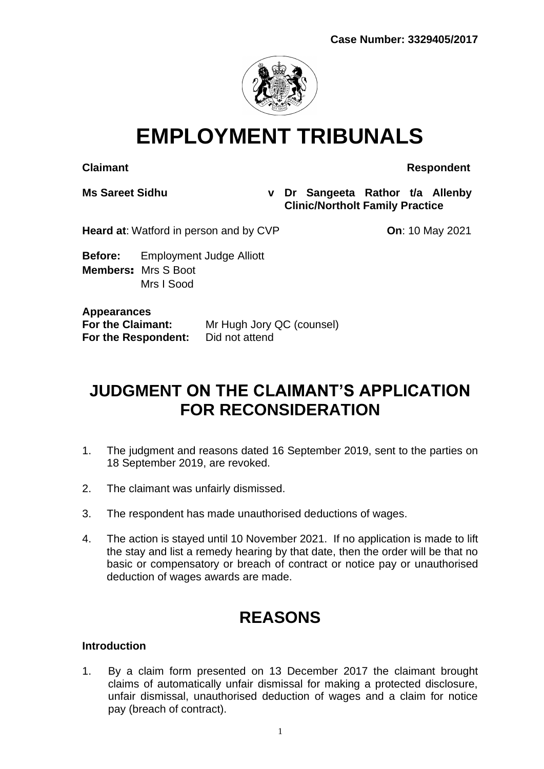**Case Number: 3329405/2017**

# EMPLOYMENT TRIBUNALS

| **Claimant** | | **Respondent** |
|---|---|---|
| **Ms Sareet Sidhu** | **v** | **Dr Sangeeta Rathor t/a Allenby Clinic/Northolt Family Practice** |

**Heard at**: Watford in person and by CVP **On**: 10 May 2021

**Before:** Employment Judge Alliott
**Members:** Mrs S Boot
Mrs I Sood

**Appearances**
**For the Claimant:** Mr Hugh Jory QC (counsel)
**For the Respondent:** Did not attend

## JUDGMENT ON THE CLAIMANT'S APPLICATION FOR RECONSIDERATION

1. The judgment and reasons dated 16 September 2019, sent to the parties on 18 September 2019, are revoked.
2. The claimant was unfairly dismissed.
3. The respondent has made unauthorised deductions of wages.
4. The action is stayed until 10 November 2021. If no application is made to lift the stay and list a remedy hearing by that date, then the order will be that no basic or compensatory or breach of contract or notice pay or unauthorised deduction of wages awards are made.

## REASONS

### Introduction

1. By a claim form presented on 13 December 2017 the claimant brought claims of automatically unfair dismissal for making a protected disclosure, unfair dismissal, unauthorised deduction of wages and a claim for notice pay (breach of contract).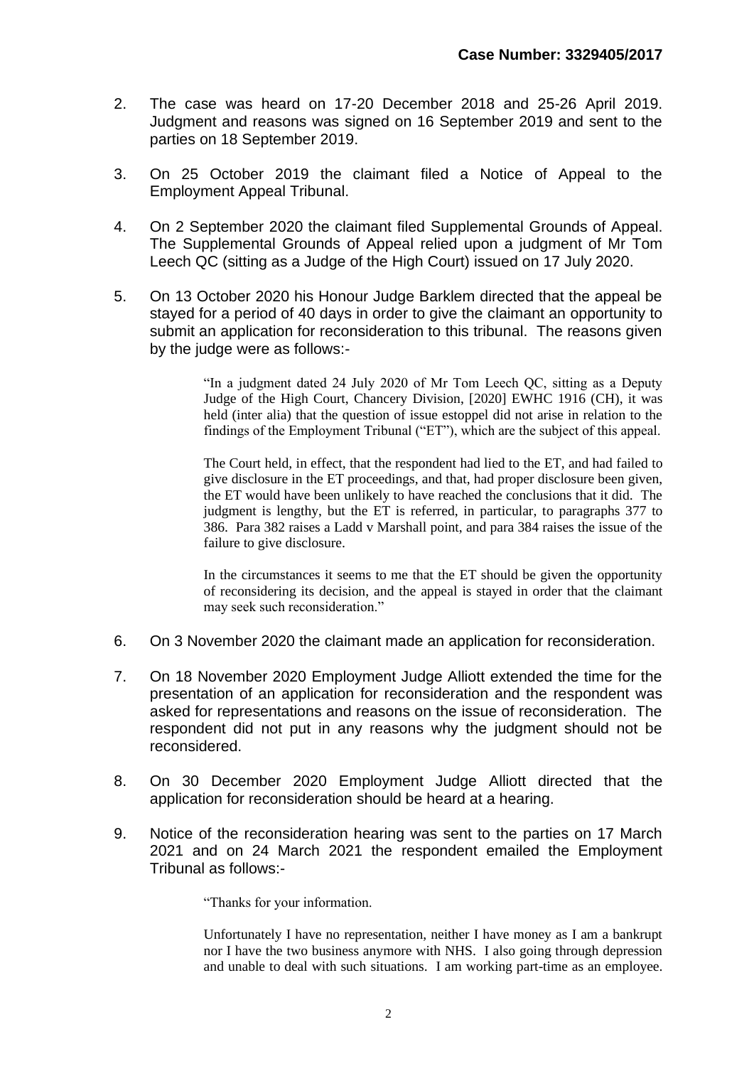2. The case was heard on 17-20 December 2018 and 25-26 April 2019. Judgment and reasons was signed on 16 September 2019 and sent to the parties on 18 September 2019.

3. On 25 October 2019 the claimant filed a Notice of Appeal to the Employment Appeal Tribunal.

4. On 2 September 2020 the claimant filed Supplemental Grounds of Appeal. The Supplemental Grounds of Appeal relied upon a judgment of Mr Tom Leech QC (sitting as a Judge of the High Court) issued on 17 July 2020.

5. On 13 October 2020 his Honour Judge Barklem directed that the appeal be stayed for a period of 40 days in order to give the claimant an opportunity to submit an application for reconsideration to this tribunal. The reasons given by the judge were as follows:-

> "In a judgment dated 24 July 2020 of Mr Tom Leech QC, sitting as a Deputy Judge of the High Court, Chancery Division, [2020] EWHC 1916 (CH), it was held (inter alia) that the question of issue estoppel did not arise in relation to the findings of the Employment Tribunal ("ET"), which are the subject of this appeal.
>
> The Court held, in effect, that the respondent had lied to the ET, and had failed to give disclosure in the ET proceedings, and that, had proper disclosure been given, the ET would have been unlikely to have reached the conclusions that it did. The judgment is lengthy, but the ET is referred, in particular, to paragraphs 377 to 386. Para 382 raises a Ladd v Marshall point, and para 384 raises the issue of the failure to give disclosure.
>
> In the circumstances it seems to me that the ET should be given the opportunity of reconsidering its decision, and the appeal is stayed in order that the claimant may seek such reconsideration."

6. On 3 November 2020 the claimant made an application for reconsideration.

7. On 18 November 2020 Employment Judge Alliott extended the time for the presentation of an application for reconsideration and the respondent was asked for representations and reasons on the issue of reconsideration. The respondent did not put in any reasons why the judgment should not be reconsidered.

8. On 30 December 2020 Employment Judge Alliott directed that the application for reconsideration should be heard at a hearing.

9. Notice of the reconsideration hearing was sent to the parties on 17 March 2021 and on 24 March 2021 the respondent emailed the Employment Tribunal as follows:-

> "Thanks for your information.
>
> Unfortunately I have no representation, neither I have money as I am a bankrupt nor I have the two business anymore with NHS. I also going through depression and unable to deal with such situations. I am working part-time as an employee.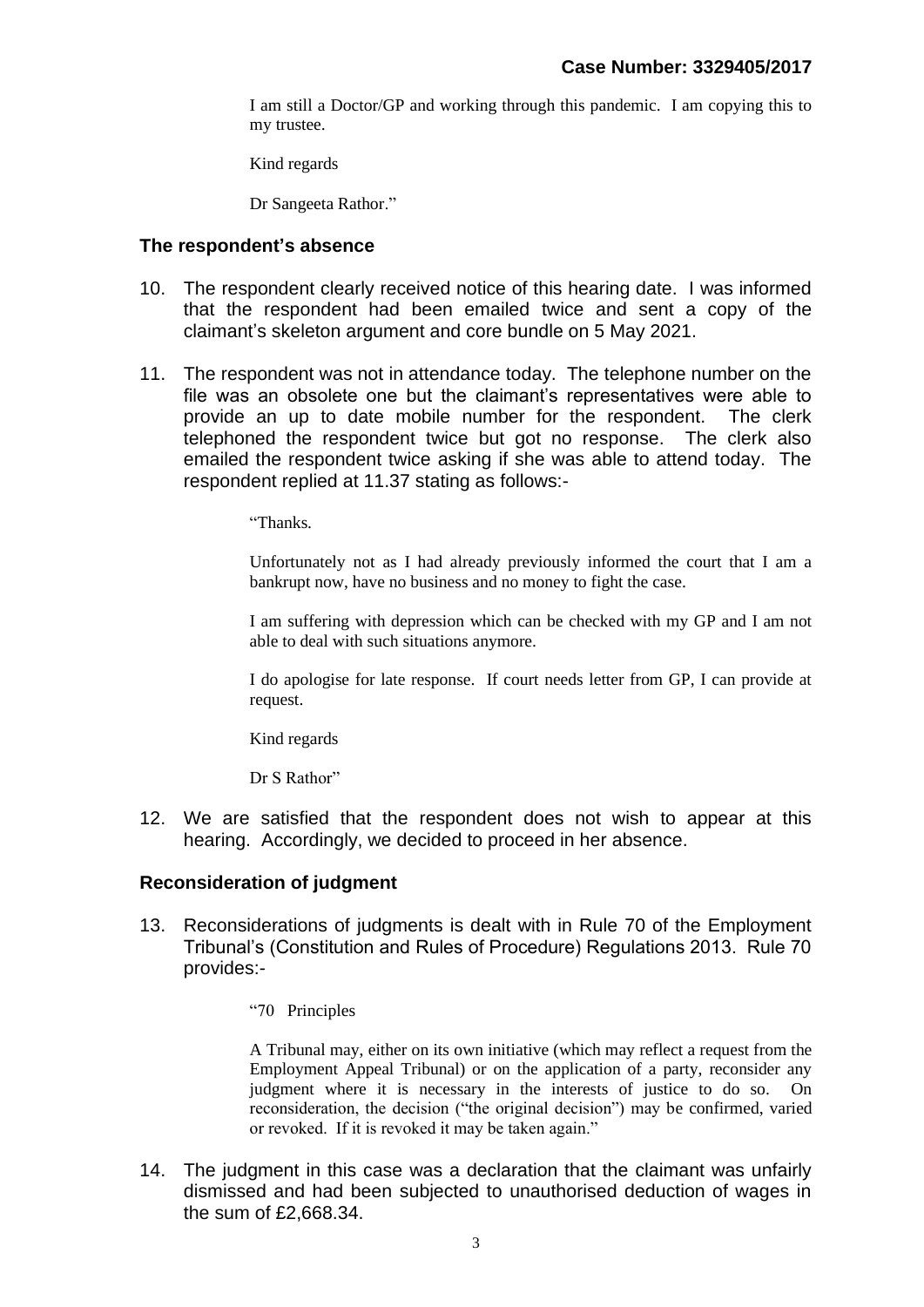I am still a Doctor/GP and working through this pandemic. I am copying this to my trustee.

Kind regards

Dr Sangeeta Rathor."

### The respondent's absence

10. The respondent clearly received notice of this hearing date. I was informed that the respondent had been emailed twice and sent a copy of the claimant's skeleton argument and core bundle on 5 May 2021.

11. The respondent was not in attendance today. The telephone number on the file was an obsolete one but the claimant's representatives were able to provide an up to date mobile number for the respondent. The clerk telephoned the respondent twice but got no response. The clerk also emailed the respondent twice asking if she was able to attend today. The respondent replied at 11.37 stating as follows:-

> "Thanks.
>
> Unfortunately not as I had already previously informed the court that I am a bankrupt now, have no business and no money to fight the case.
>
> I am suffering with depression which can be checked with my GP and I am not able to deal with such situations anymore.
>
> I do apologise for late response. If court needs letter from GP, I can provide at request.
>
> Kind regards
>
> Dr S Rathor"

12. We are satisfied that the respondent does not wish to appear at this hearing. Accordingly, we decided to proceed in her absence.

### Reconsideration of judgment

13. Reconsiderations of judgments is dealt with in Rule 70 of the Employment Tribunal's (Constitution and Rules of Procedure) Regulations 2013. Rule 70 provides:-

> "70 Principles
>
> A Tribunal may, either on its own initiative (which may reflect a request from the Employment Appeal Tribunal) or on the application of a party, reconsider any judgment where it is necessary in the interests of justice to do so. On reconsideration, the decision ("the original decision") may be confirmed, varied or revoked. If it is revoked it may be taken again."

14. The judgment in this case was a declaration that the claimant was unfairly dismissed and had been subjected to unauthorised deduction of wages in the sum of £2,668.34.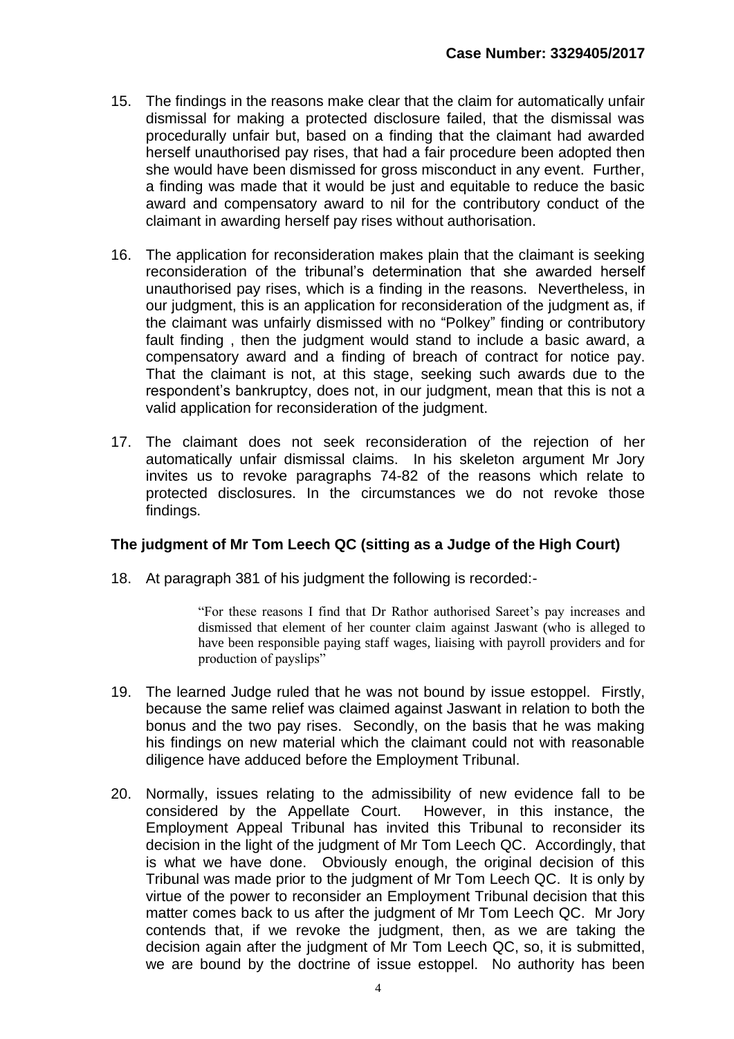15. The findings in the reasons make clear that the claim for automatically unfair dismissal for making a protected disclosure failed, that the dismissal was procedurally unfair but, based on a finding that the claimant had awarded herself unauthorised pay rises, that had a fair procedure been adopted then she would have been dismissed for gross misconduct in any event. Further, a finding was made that it would be just and equitable to reduce the basic award and compensatory award to nil for the contributory conduct of the claimant in awarding herself pay rises without authorisation.

16. The application for reconsideration makes plain that the claimant is seeking reconsideration of the tribunal's determination that she awarded herself unauthorised pay rises, which is a finding in the reasons. Nevertheless, in our judgment, this is an application for reconsideration of the judgment as, if the claimant was unfairly dismissed with no "Polkey" finding or contributory fault finding , then the judgment would stand to include a basic award, a compensatory award and a finding of breach of contract for notice pay. That the claimant is not, at this stage, seeking such awards due to the respondent's bankruptcy, does not, in our judgment, mean that this is not a valid application for reconsideration of the judgment.

17. The claimant does not seek reconsideration of the rejection of her automatically unfair dismissal claims. In his skeleton argument Mr Jory invites us to revoke paragraphs 74-82 of the reasons which relate to protected disclosures. In the circumstances we do not revoke those findings.

## The judgment of Mr Tom Leech QC (sitting as a Judge of the High Court)

18. At paragraph 381 of his judgment the following is recorded:-

> "For these reasons I find that Dr Rathor authorised Sareet's pay increases and dismissed that element of her counter claim against Jaswant (who is alleged to have been responsible paying staff wages, liaising with payroll providers and for production of payslips"

19. The learned Judge ruled that he was not bound by issue estoppel. Firstly, because the same relief was claimed against Jaswant in relation to both the bonus and the two pay rises. Secondly, on the basis that he was making his findings on new material which the claimant could not with reasonable diligence have adduced before the Employment Tribunal.

20. Normally, issues relating to the admissibility of new evidence fall to be considered by the Appellate Court. However, in this instance, the Employment Appeal Tribunal has invited this Tribunal to reconsider its decision in the light of the judgment of Mr Tom Leech QC. Accordingly, that is what we have done. Obviously enough, the original decision of this Tribunal was made prior to the judgment of Mr Tom Leech QC. It is only by virtue of the power to reconsider an Employment Tribunal decision that this matter comes back to us after the judgment of Mr Tom Leech QC. Mr Jory contends that, if we revoke the judgment, then, as we are taking the decision again after the judgment of Mr Tom Leech QC, so, it is submitted, we are bound by the doctrine of issue estoppel. No authority has been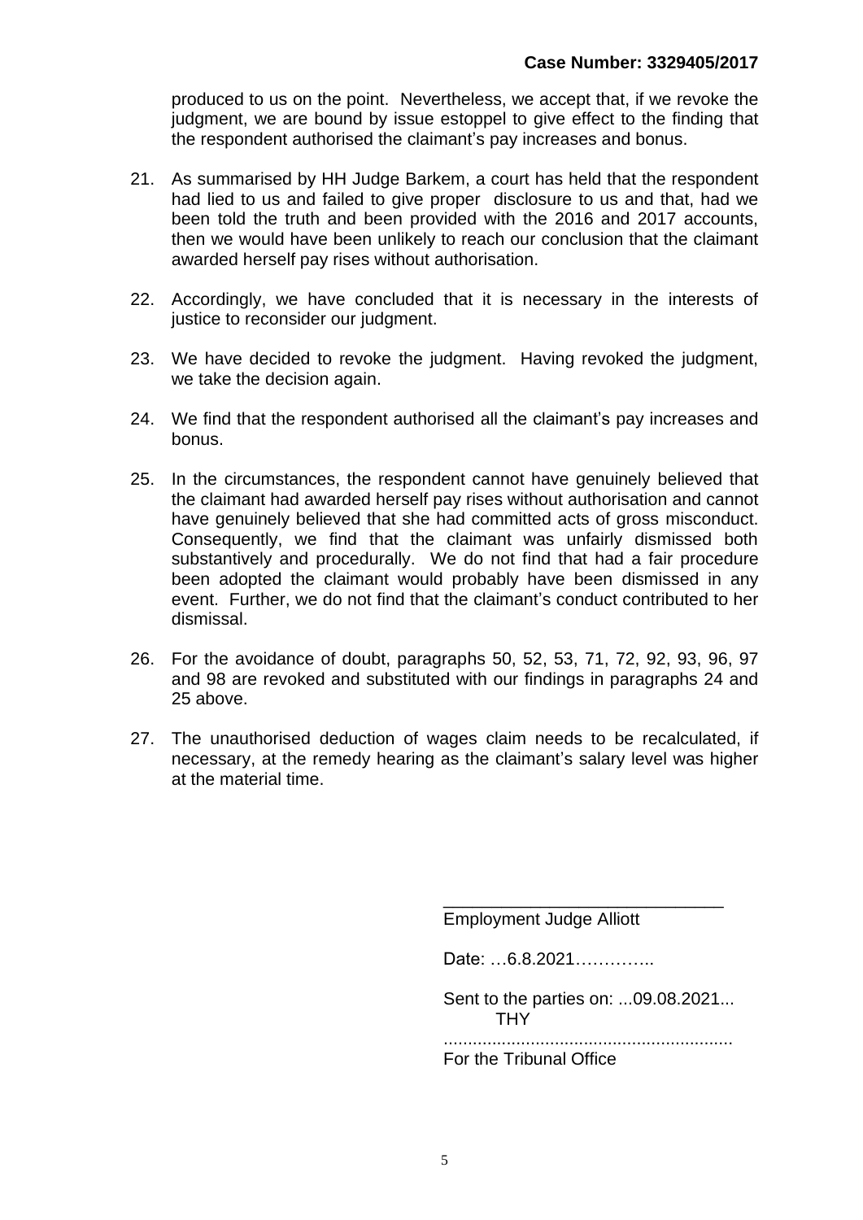produced to us on the point. Nevertheless, we accept that, if we revoke the judgment, we are bound by issue estoppel to give effect to the finding that the respondent authorised the claimant's pay increases and bonus.

21. As summarised by HH Judge Barkem, a court has held that the respondent had lied to us and failed to give proper disclosure to us and that, had we been told the truth and been provided with the 2016 and 2017 accounts, then we would have been unlikely to reach our conclusion that the claimant awarded herself pay rises without authorisation.

22. Accordingly, we have concluded that it is necessary in the interests of justice to reconsider our judgment.

23. We have decided to revoke the judgment. Having revoked the judgment, we take the decision again.

24. We find that the respondent authorised all the claimant's pay increases and bonus.

25. In the circumstances, the respondent cannot have genuinely believed that the claimant had awarded herself pay rises without authorisation and cannot have genuinely believed that she had committed acts of gross misconduct. Consequently, we find that the claimant was unfairly dismissed both substantively and procedurally. We do not find that had a fair procedure been adopted the claimant would probably have been dismissed in any event. Further, we do not find that the claimant's conduct contributed to her dismissal.

26. For the avoidance of doubt, paragraphs 50, 52, 53, 71, 72, 92, 93, 96, 97 and 98 are revoked and substituted with our findings in paragraphs 24 and 25 above.

27. The unauthorised deduction of wages claim needs to be recalculated, if necessary, at the remedy hearing as the claimant's salary level was higher at the material time.

\_\_\_\_\_\_\_\_\_\_\_\_\_\_\_\_\_\_\_\_\_\_\_\_\_\_\_\_\_\_

Employment Judge Alliott

Date: …6.8.2021…………..

Sent to the parties on: ...09.08.2021...
THY

...........................................................
For the Tribunal Office